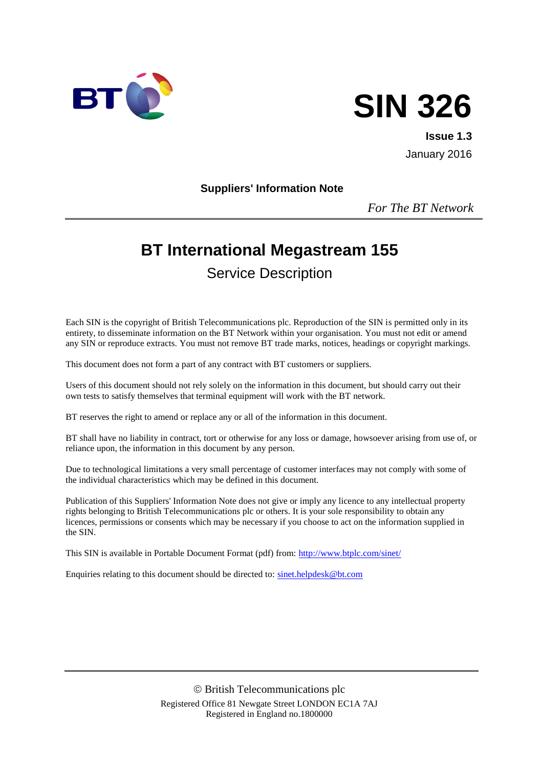# SIN 326

**Issue 1.3**

January 2016

**Suppliers' Information Note**

*For The BT Network*

---

# BT International Megastream 155

## Service Description

Each SIN is the copyright of British Telecommunications plc. Reproduction of the SIN is permitted only in its entirety, to disseminate information on the BT Network within your organisation. You must not edit or amend any SIN or reproduce extracts. You must not remove BT trade marks, notices, headings or copyright markings.

This document does not form a part of any contract with BT customers or suppliers.

Users of this document should not rely solely on the information in this document, but should carry out their own tests to satisfy themselves that terminal equipment will work with the BT network.

BT reserves the right to amend or replace any or all of the information in this document.

BT shall have no liability in contract, tort or otherwise for any loss or damage, howsoever arising from use of, or reliance upon, the information in this document by any person.

Due to technological limitations a very small percentage of customer interfaces may not comply with some of the individual characteristics which may be defined in this document.

Publication of this Suppliers' Information Note does not give or imply any licence to any intellectual property rights belonging to British Telecommunications plc or others. It is your sole responsibility to obtain any licences, permissions or consents which may be necessary if you choose to act on the information supplied in the SIN.

This SIN is available in Portable Document Format (pdf) from: http://www.btplc.com/sinet/

Enquiries relating to this document should be directed to: sinet.helpdesk@bt.com

---

© British Telecommunications plc

Registered Office 81 Newgate Street LONDON EC1A 7AJ

Registered in England no.1800000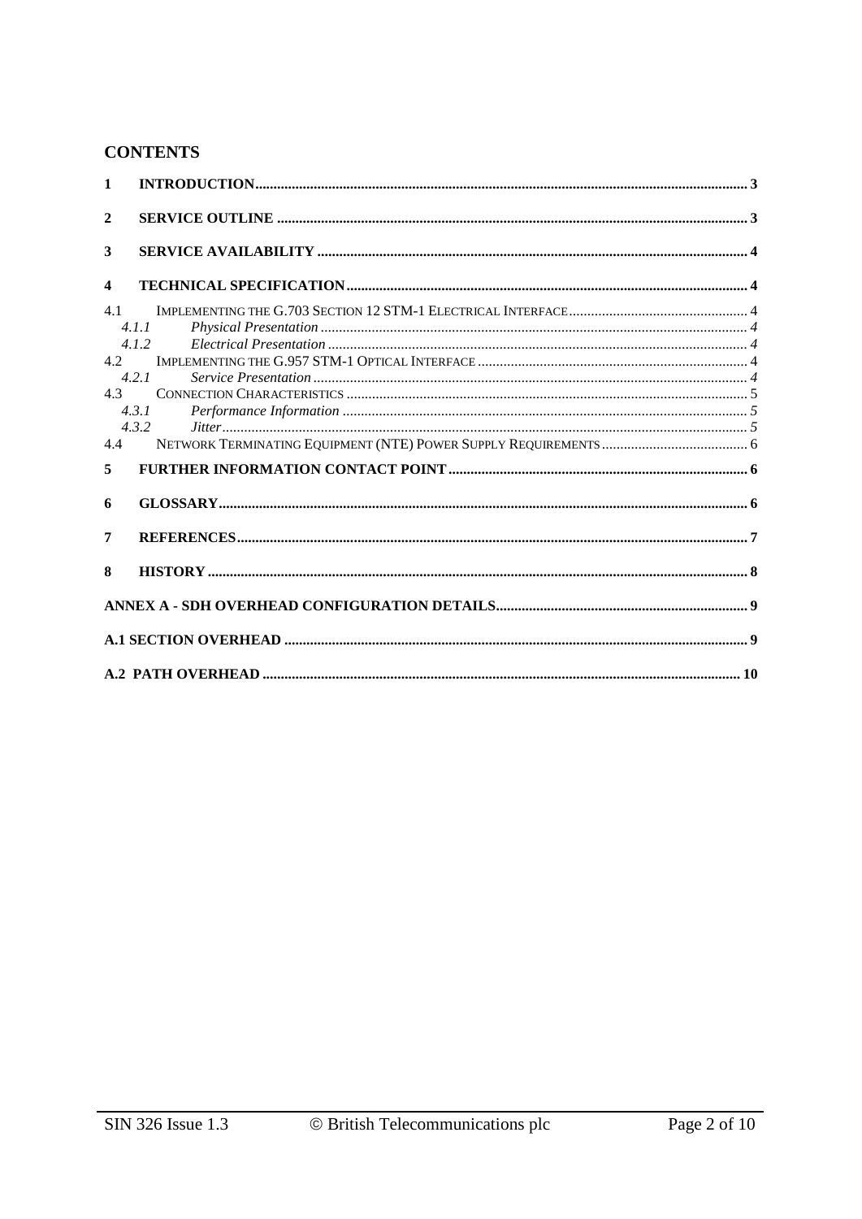## CONTENTS

1 INTRODUCTION ..... 3

2 SERVICE OUTLINE ..... 3

3 SERVICE AVAILABILITY ..... 4

4 TECHNICAL SPECIFICATION ..... 4

- 4.1 IMPLEMENTING THE G.703 SECTION 12 STM-1 ELECTRICAL INTERFACE ..... 4
  - *4.1.1 Physical Presentation ..... 4*
  - *4.1.2 Electrical Presentation ..... 4*
- 4.2 IMPLEMENTING THE G.957 STM-1 OPTICAL INTERFACE ..... 4
  - *4.2.1 Service Presentation ..... 4*
- 4.3 CONNECTION CHARACTERISTICS ..... 5
  - *4.3.1 Performance Information ..... 5*
  - *4.3.2 Jitter ..... 5*
- 4.4 NETWORK TERMINATING EQUIPMENT (NTE) POWER SUPPLY REQUIREMENTS ..... 6

5 FURTHER INFORMATION CONTACT POINT ..... 6

6 GLOSSARY ..... 6

7 REFERENCES ..... 7

8 HISTORY ..... 8

ANNEX A - SDH OVERHEAD CONFIGURATION DETAILS ..... 9

A.1 SECTION OVERHEAD ..... 9

A.2 PATH OVERHEAD ..... 10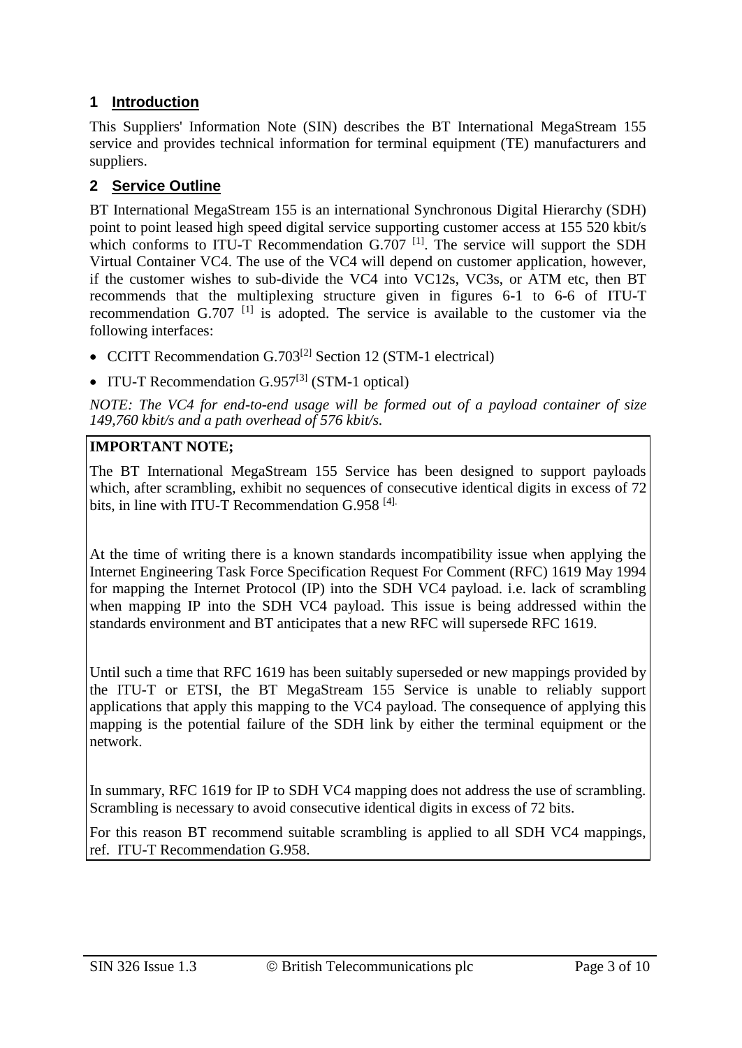## 1 Introduction

This Suppliers' Information Note (SIN) describes the BT International MegaStream 155 service and provides technical information for terminal equipment (TE) manufacturers and suppliers.

## 2 Service Outline

BT International MegaStream 155 is an international Synchronous Digital Hierarchy (SDH) point to point leased high speed digital service supporting customer access at 155 520 kbit/s which conforms to ITU-T Recommendation G.707 [1]. The service will support the SDH Virtual Container VC4. The use of the VC4 will depend on customer application, however, if the customer wishes to sub-divide the VC4 into VC12s, VC3s, or ATM etc, then BT recommends that the multiplexing structure given in figures 6-1 to 6-6 of ITU-T recommendation G.707 [1] is adopted. The service is available to the customer via the following interfaces:

- CCITT Recommendation G.703[2] Section 12 (STM-1 electrical)
- ITU-T Recommendation G.957[3] (STM-1 optical)

*NOTE: The VC4 for end-to-end usage will be formed out of a payload container of size 149,760 kbit/s and a path overhead of 576 kbit/s.*

**IMPORTANT NOTE;**

The BT International MegaStream 155 Service has been designed to support payloads which, after scrambling, exhibit no sequences of consecutive identical digits in excess of 72 bits, in line with ITU-T Recommendation G.958 [4].

At the time of writing there is a known standards incompatibility issue when applying the Internet Engineering Task Force Specification Request For Comment (RFC) 1619 May 1994 for mapping the Internet Protocol (IP) into the SDH VC4 payload. i.e. lack of scrambling when mapping IP into the SDH VC4 payload. This issue is being addressed within the standards environment and BT anticipates that a new RFC will supersede RFC 1619.

Until such a time that RFC 1619 has been suitably superseded or new mappings provided by the ITU-T or ETSI, the BT MegaStream 155 Service is unable to reliably support applications that apply this mapping to the VC4 payload. The consequence of applying this mapping is the potential failure of the SDH link by either the terminal equipment or the network.

In summary, RFC 1619 for IP to SDH VC4 mapping does not address the use of scrambling. Scrambling is necessary to avoid consecutive identical digits in excess of 72 bits.

For this reason BT recommend suitable scrambling is applied to all SDH VC4 mappings, ref. ITU-T Recommendation G.958.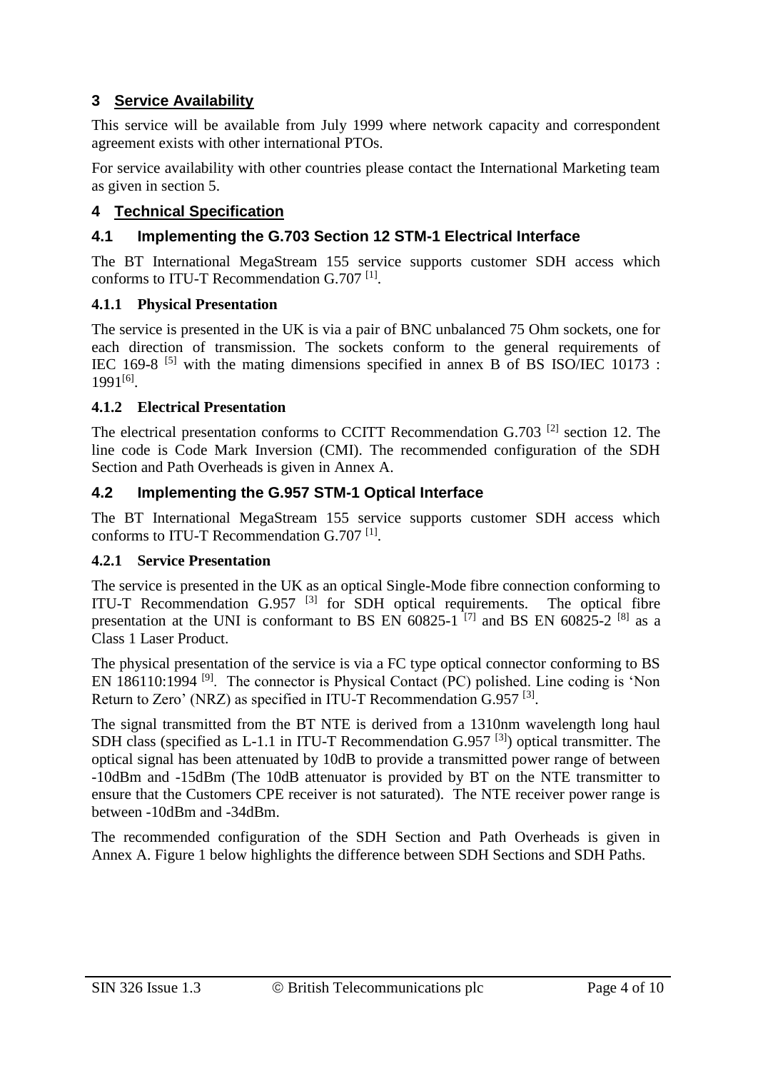## 3 Service Availability

This service will be available from July 1999 where network capacity and correspondent agreement exists with other international PTOs.

For service availability with other countries please contact the International Marketing team as given in section 5.

## 4 Technical Specification

### 4.1 Implementing the G.703 Section 12 STM-1 Electrical Interface

The BT International MegaStream 155 service supports customer SDH access which conforms to ITU-T Recommendation G.707 [1].

#### 4.1.1 Physical Presentation

The service is presented in the UK is via a pair of BNC unbalanced 75 Ohm sockets, one for each direction of transmission. The sockets conform to the general requirements of IEC 169-8 [5] with the mating dimensions specified in annex B of BS ISO/IEC 10173 : 1991[6].

#### 4.1.2 Electrical Presentation

The electrical presentation conforms to CCITT Recommendation G.703 [2] section 12. The line code is Code Mark Inversion (CMI). The recommended configuration of the SDH Section and Path Overheads is given in Annex A.

### 4.2 Implementing the G.957 STM-1 Optical Interface

The BT International MegaStream 155 service supports customer SDH access which conforms to ITU-T Recommendation G.707 [1].

#### 4.2.1 Service Presentation

The service is presented in the UK as an optical Single-Mode fibre connection conforming to ITU-T Recommendation G.957 [3] for SDH optical requirements. The optical fibre presentation at the UNI is conformant to BS EN 60825-1 [7] and BS EN 60825-2 [8] as a Class 1 Laser Product.

The physical presentation of the service is via a FC type optical connector conforming to BS EN 186110:1994 [9]. The connector is Physical Contact (PC) polished. Line coding is 'Non Return to Zero' (NRZ) as specified in ITU-T Recommendation G.957 [3].

The signal transmitted from the BT NTE is derived from a 1310nm wavelength long haul SDH class (specified as L-1.1 in ITU-T Recommendation G.957 [3]) optical transmitter. The optical signal has been attenuated by 10dB to provide a transmitted power range of between -10dBm and -15dBm (The 10dB attenuator is provided by BT on the NTE transmitter to ensure that the Customers CPE receiver is not saturated). The NTE receiver power range is between -10dBm and -34dBm.

The recommended configuration of the SDH Section and Path Overheads is given in Annex A. Figure 1 below highlights the difference between SDH Sections and SDH Paths.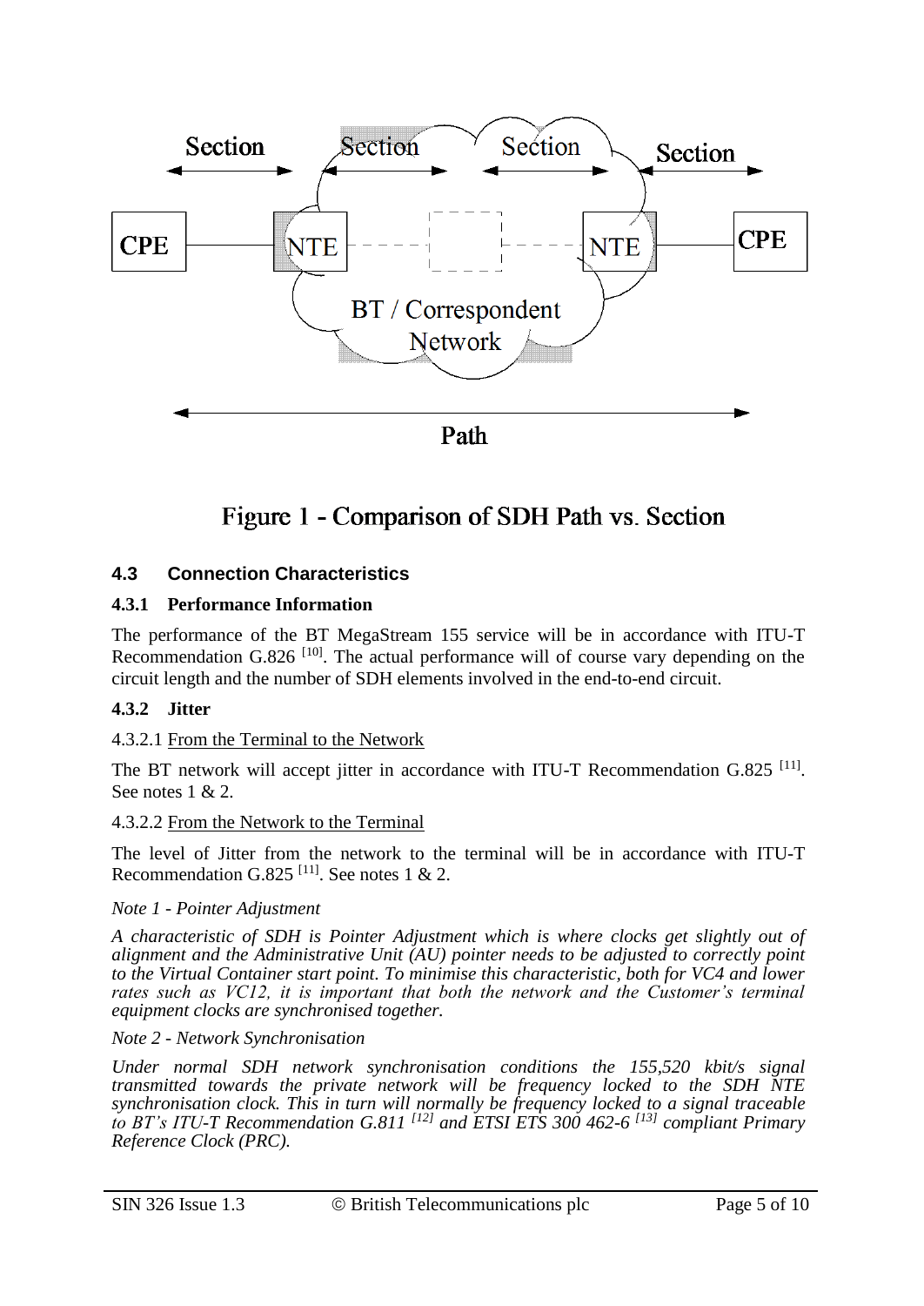Figure 1 - Comparison of SDH Path vs. Section

### 4.3 Connection Characteristics

#### 4.3.1 Performance Information

The performance of the BT MegaStream 155 service will be in accordance with ITU-T Recommendation G.826 [10]. The actual performance will of course vary depending on the circuit length and the number of SDH elements involved in the end-to-end circuit.

#### 4.3.2 Jitter

4.3.2.1 From the Terminal to the Network

The BT network will accept jitter in accordance with ITU-T Recommendation G.825 [11]. See notes 1 & 2.

4.3.2.2 From the Network to the Terminal

The level of Jitter from the network to the terminal will be in accordance with ITU-T Recommendation G.825 [11]. See notes 1 & 2.

*Note 1 - Pointer Adjustment*

*A characteristic of SDH is Pointer Adjustment which is where clocks get slightly out of alignment and the Administrative Unit (AU) pointer needs to be adjusted to correctly point to the Virtual Container start point. To minimise this characteristic, both for VC4 and lower rates such as VC12, it is important that both the network and the Customer's terminal equipment clocks are synchronised together.*

*Note 2 - Network Synchronisation*

*Under normal SDH network synchronisation conditions the 155,520 kbit/s signal transmitted towards the private network will be frequency locked to the SDH NTE synchronisation clock. This in turn will normally be frequency locked to a signal traceable to BT's ITU-T Recommendation G.811 [12] and ETSI ETS 300 462-6 [13] compliant Primary Reference Clock (PRC).*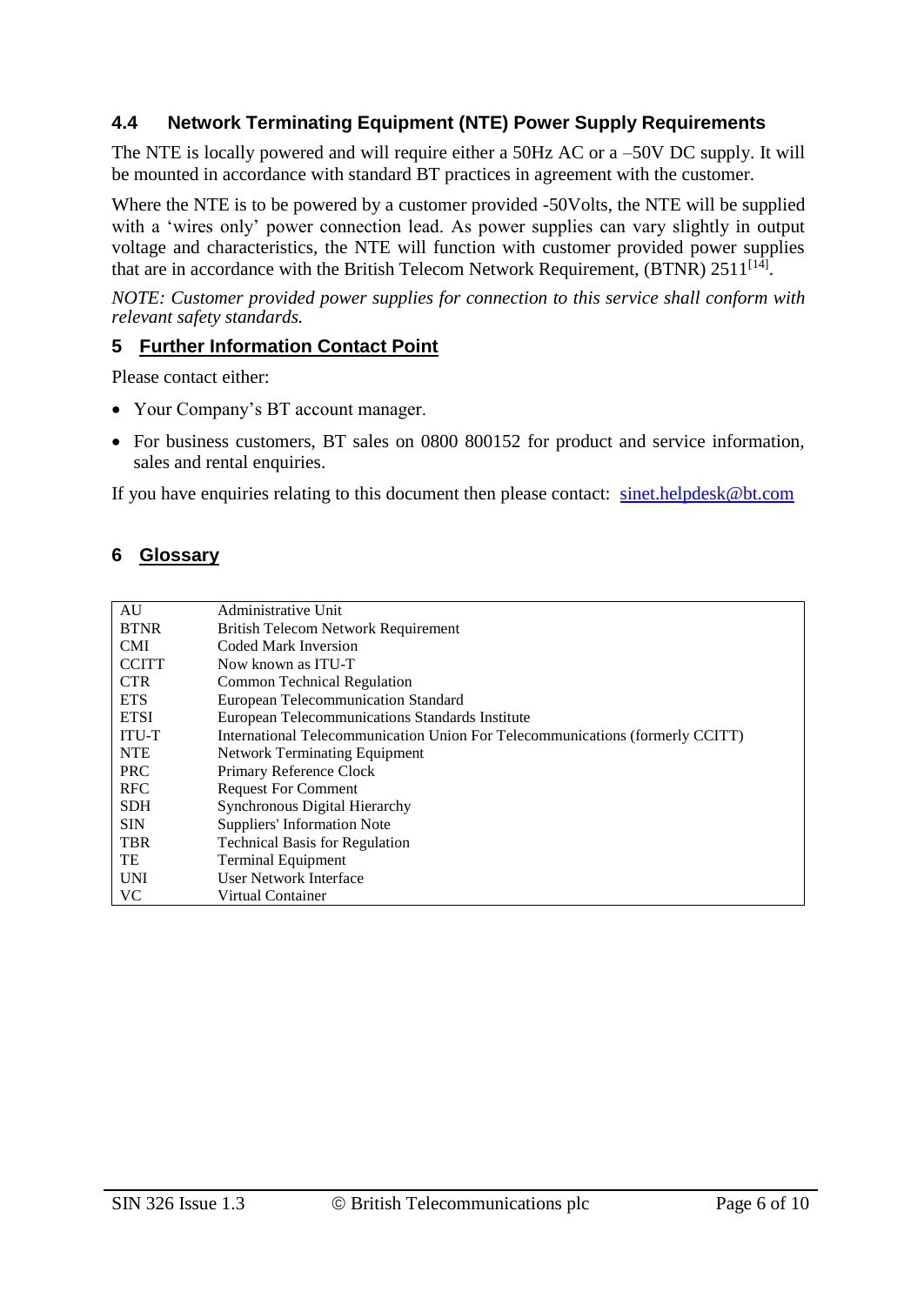### 4.4 Network Terminating Equipment (NTE) Power Supply Requirements

The NTE is locally powered and will require either a 50Hz AC or a –50V DC supply. It will be mounted in accordance with standard BT practices in agreement with the customer.

Where the NTE is to be powered by a customer provided -50Volts, the NTE will be supplied with a 'wires only' power connection lead. As power supplies can vary slightly in output voltage and characteristics, the NTE will function with customer provided power supplies that are in accordance with the British Telecom Network Requirement, (BTNR) 2511[14].

*NOTE: Customer provided power supplies for connection to this service shall conform with relevant safety standards.*

## 5 Further Information Contact Point

Please contact either:

- Your Company's BT account manager.
- For business customers, BT sales on 0800 800152 for product and service information, sales and rental enquiries.

If you have enquiries relating to this document then please contact: sinet.helpdesk@bt.com

## 6 Glossary

| | |
|---|---|
| AU | Administrative Unit |
| BTNR | British Telecom Network Requirement |
| CMI | Coded Mark Inversion |
| CCITT | Now known as ITU-T |
| CTR | Common Technical Regulation |
| ETS | European Telecommunication Standard |
| ETSI | European Telecommunications Standards Institute |
| ITU-T | International Telecommunication Union For Telecommunications (formerly CCITT) |
| NTE | Network Terminating Equipment |
| PRC | Primary Reference Clock |
| RFC | Request For Comment |
| SDH | Synchronous Digital Hierarchy |
| SIN | Suppliers' Information Note |
| TBR | Technical Basis for Regulation |
| TE | Terminal Equipment |
| UNI | User Network Interface |
| VC | Virtual Container |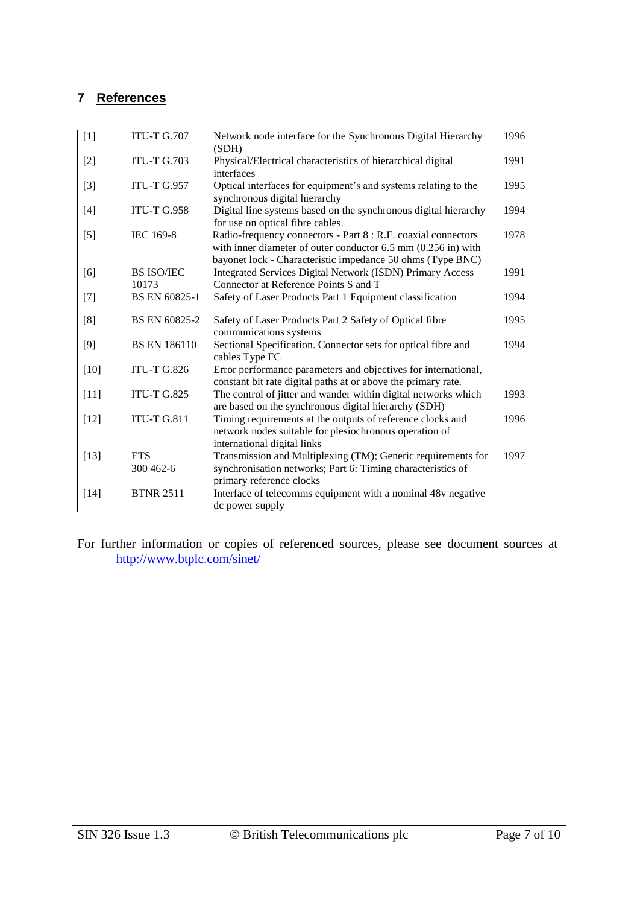## 7 References

| | | | |
|---|---|---|---|
| [1] | ITU-T G.707 | Network node interface for the Synchronous Digital Hierarchy (SDH) | 1996 |
| [2] | ITU-T G.703 | Physical/Electrical characteristics of hierarchical digital interfaces | 1991 |
| [3] | ITU-T G.957 | Optical interfaces for equipment's and systems relating to the synchronous digital hierarchy | 1995 |
| [4] | ITU-T G.958 | Digital line systems based on the synchronous digital hierarchy for use on optical fibre cables. | 1994 |
| [5] | IEC 169-8 | Radio-frequency connectors - Part 8 : R.F. coaxial connectors with inner diameter of outer conductor 6.5 mm (0.256 in) with bayonet lock - Characteristic impedance 50 ohms (Type BNC) | 1978 |
| [6] | BS ISO/IEC 10173 | Integrated Services Digital Network (ISDN) Primary Access Connector at Reference Points S and T | 1991 |
| [7] | BS EN 60825-1 | Safety of Laser Products Part 1 Equipment classification | 1994 |
| [8] | BS EN 60825-2 | Safety of Laser Products Part 2 Safety of Optical fibre communications systems | 1995 |
| [9] | BS EN 186110 | Sectional Specification. Connector sets for optical fibre and cables Type FC | 1994 |
| [10] | ITU-T G.826 | Error performance parameters and objectives for international, constant bit rate digital paths at or above the primary rate. | |
| [11] | ITU-T G.825 | The control of jitter and wander within digital networks which are based on the synchronous digital hierarchy (SDH) | 1993 |
| [12] | ITU-T G.811 | Timing requirements at the outputs of reference clocks and network nodes suitable for plesiochronous operation of international digital links | 1996 |
| [13] | ETS 300 462-6 | Transmission and Multiplexing (TM); Generic requirements for synchronisation networks; Part 6: Timing characteristics of primary reference clocks | 1997 |
| [14] | BTNR 2511 | Interface of telecomms equipment with a nominal 48v negative dc power supply | |

For further information or copies of referenced sources, please see document sources at http://www.btplc.com/sinet/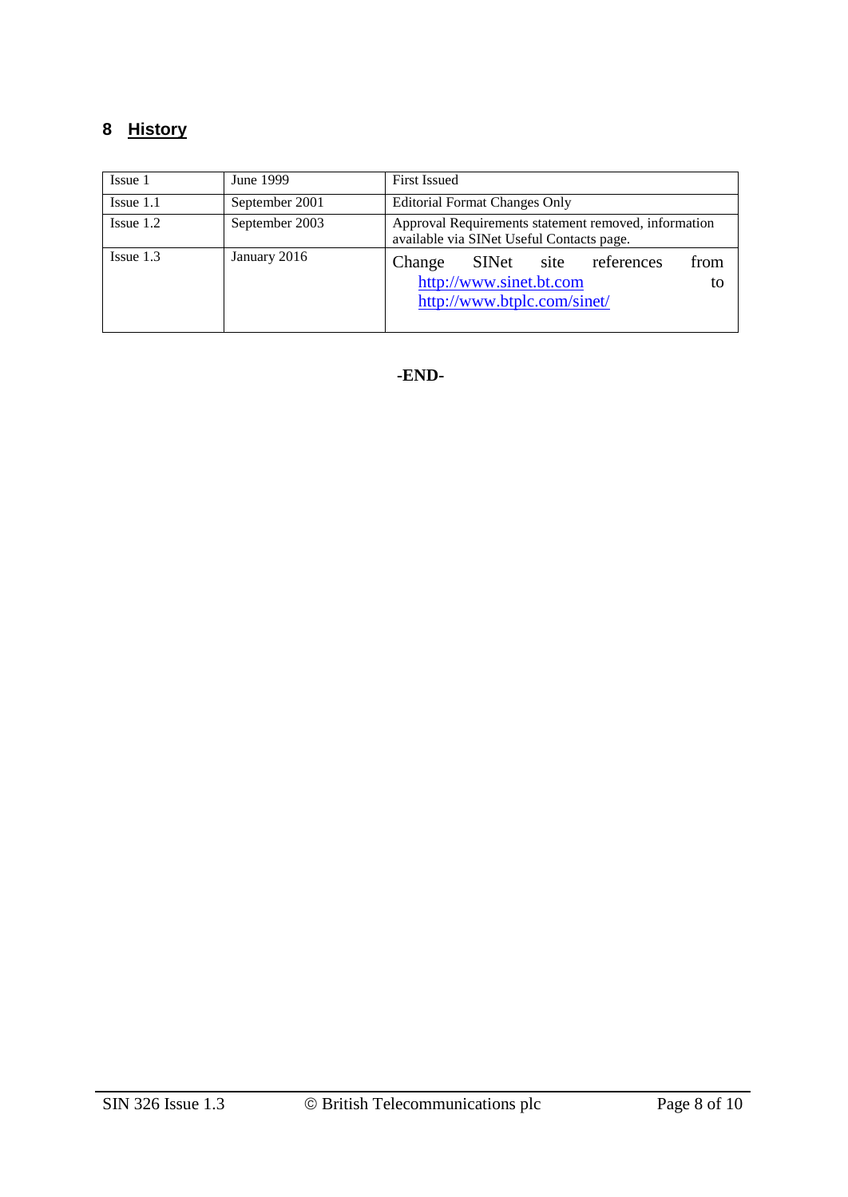## 8 History

| | | |
|---|---|---|
| Issue 1 | June 1999 | First Issued |
| Issue 1.1 | September 2001 | Editorial Format Changes Only |
| Issue 1.2 | September 2003 | Approval Requirements statement removed, information available via SINet Useful Contacts page. |
| Issue 1.3 | January 2016 | Change SINet site references from http://www.sinet.bt.com to http://www.btplc.com/sinet/ |

**-END-**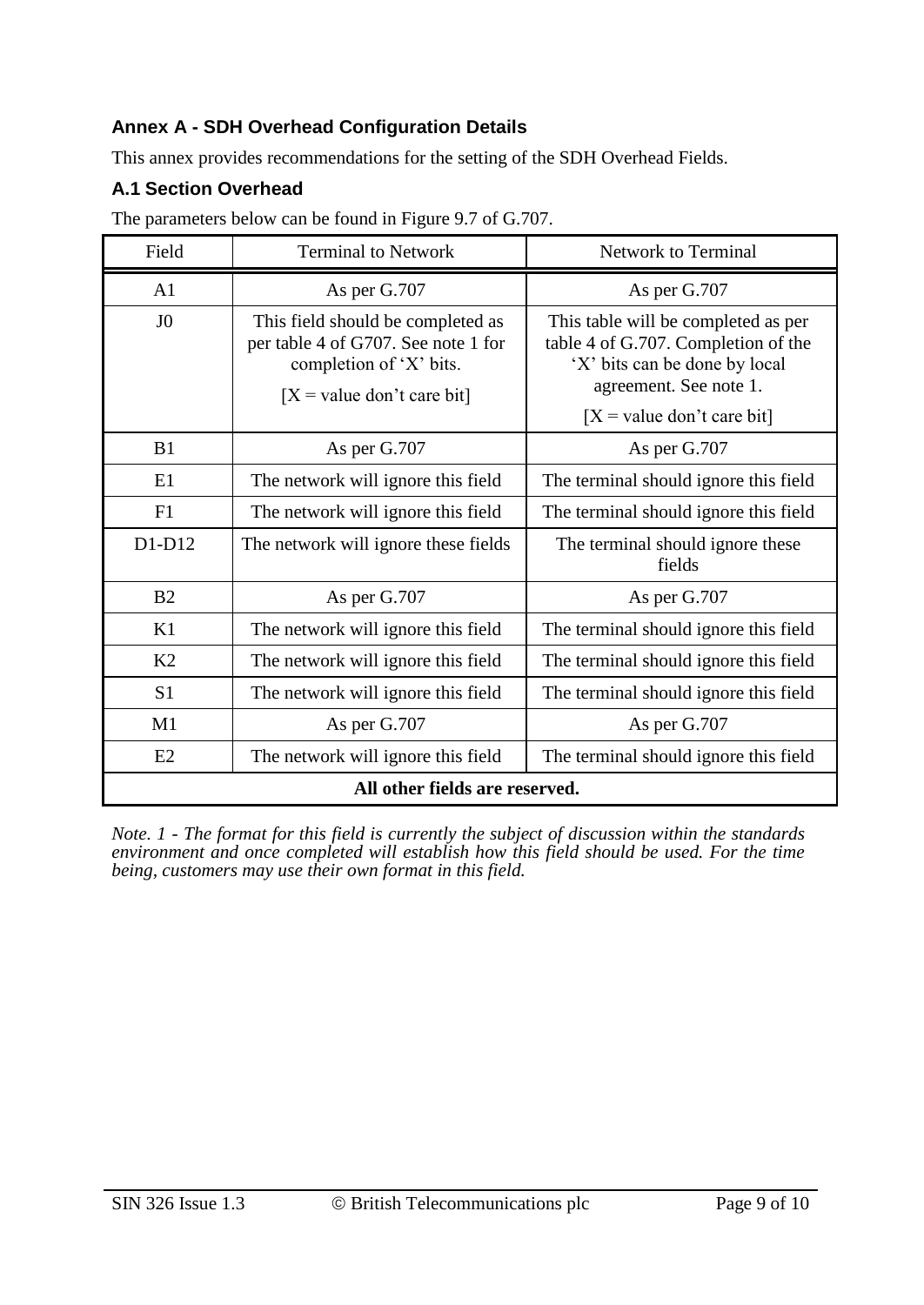## Annex A - SDH Overhead Configuration Details

This annex provides recommendations for the setting of the SDH Overhead Fields.

### A.1 Section Overhead

The parameters below can be found in Figure 9.7 of G.707.

| Field | Terminal to Network | Network to Terminal |
|---|---|---|
| A1 | As per G.707 | As per G.707 |
| J0 | This field should be completed as per table 4 of G707. See note 1 for completion of 'X' bits.<br><br>[X = value don't care bit] | This table will be completed as per table 4 of G.707. Completion of the 'X' bits can be done by local agreement. See note 1.<br><br>[X = value don't care bit] |
| B1 | As per G.707 | As per G.707 |
| E1 | The network will ignore this field | The terminal should ignore this field |
| F1 | The network will ignore this field | The terminal should ignore this field |
| D1-D12 | The network will ignore these fields | The terminal should ignore these fields |
| B2 | As per G.707 | As per G.707 |
| K1 | The network will ignore this field | The terminal should ignore this field |
| K2 | The network will ignore this field | The terminal should ignore this field |
| S1 | The network will ignore this field | The terminal should ignore this field |
| M1 | As per G.707 | As per G.707 |
| E2 | The network will ignore this field | The terminal should ignore this field |
| **All other fields are reserved.** | | |

*Note. 1 - The format for this field is currently the subject of discussion within the standards environment and once completed will establish how this field should be used. For the time being, customers may use their own format in this field.*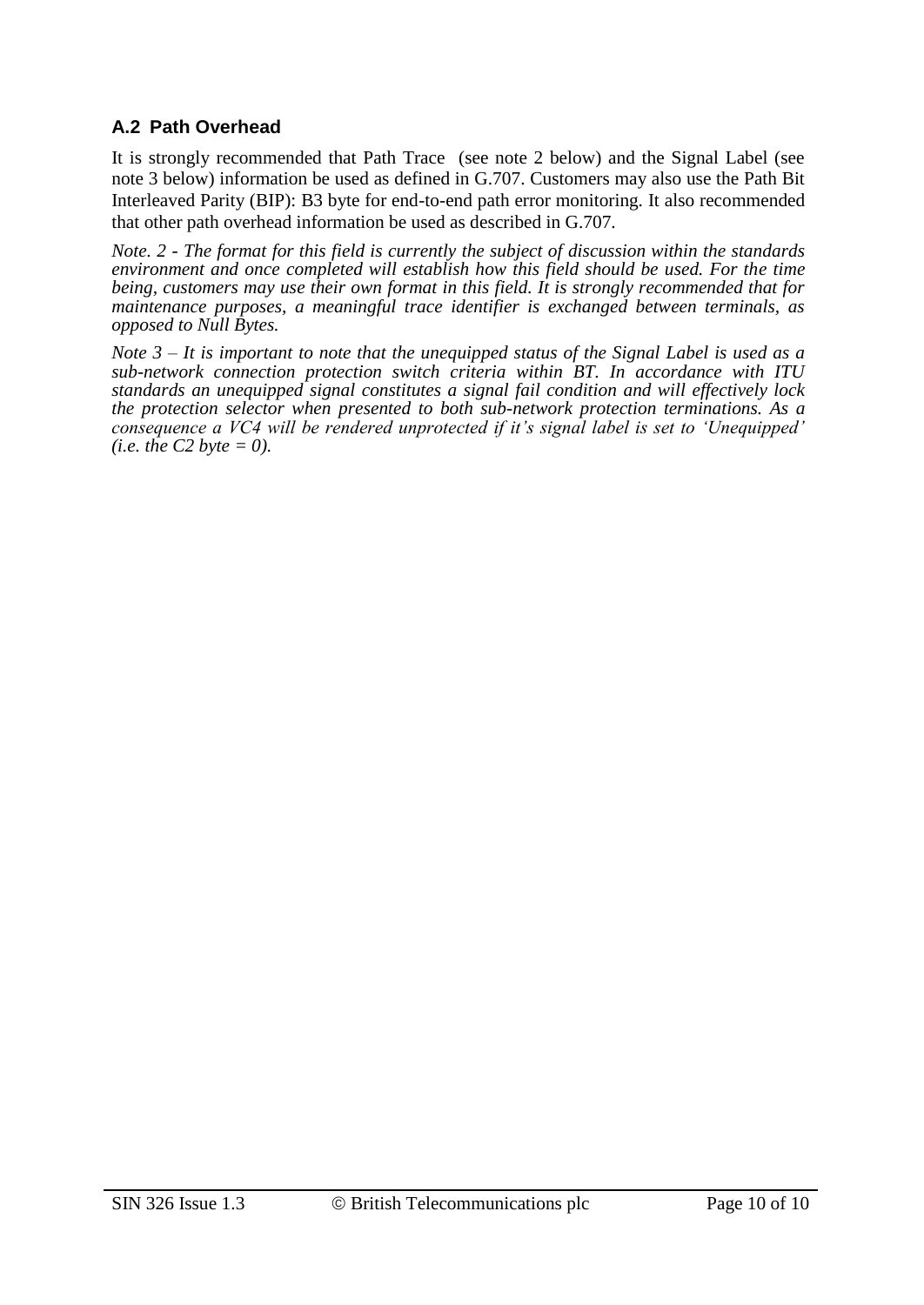### A.2 Path Overhead

It is strongly recommended that Path Trace (see note 2 below) and the Signal Label (see note 3 below) information be used as defined in G.707. Customers may also use the Path Bit Interleaved Parity (BIP): B3 byte for end-to-end path error monitoring. It also recommended that other path overhead information be used as described in G.707.

*Note. 2 - The format for this field is currently the subject of discussion within the standards environment and once completed will establish how this field should be used. For the time being, customers may use their own format in this field. It is strongly recommended that for maintenance purposes, a meaningful trace identifier is exchanged between terminals, as opposed to Null Bytes.*

*Note 3 – It is important to note that the unequipped status of the Signal Label is used as a sub-network connection protection switch criteria within BT. In accordance with ITU standards an unequipped signal constitutes a signal fail condition and will effectively lock the protection selector when presented to both sub-network protection terminations. As a consequence a VC4 will be rendered unprotected if it's signal label is set to 'Unequipped' (i.e. the C2 byte = 0).*